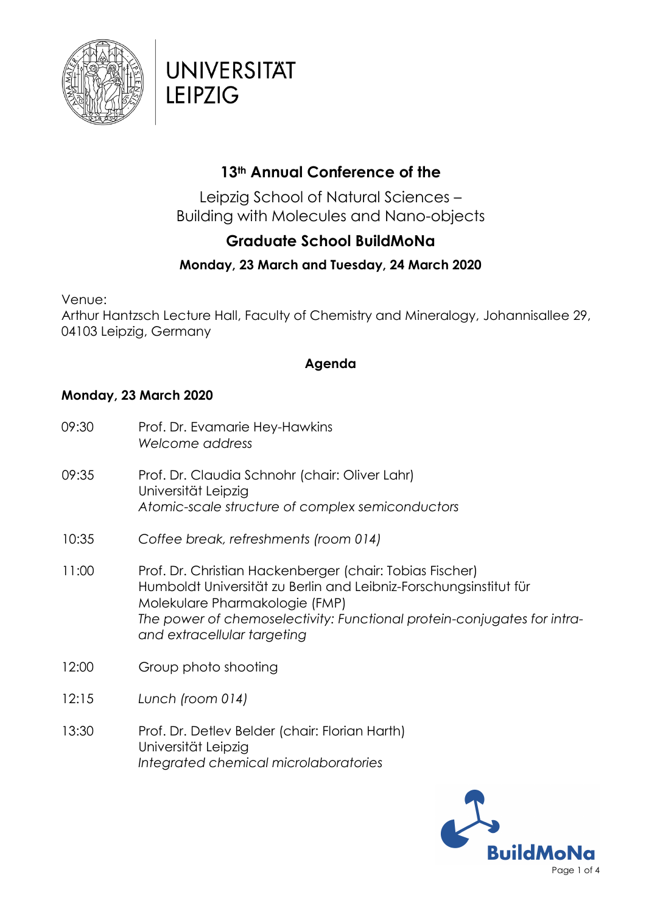UNIVERSITÄT LEIPZIG

# 13th Annual Conference of the

Leipzig School of Natural Sciences –
Building with Molecules and Nano-objects

## Graduate School BuildMoNa

### Monday, 23 March and Tuesday, 24 March 2020

Venue:
Arthur Hantzsch Lecture Hall, Faculty of Chemistry and Mineralogy, Johannisallee 29, 04103 Leipzig, Germany

### Agenda

**Monday, 23 March 2020**

09:30 Prof. Dr. Evamarie Hey-Hawkins
*Welcome address*

09:35 Prof. Dr. Claudia Schnohr (chair: Oliver Lahr)
Universität Leipzig
*Atomic-scale structure of complex semiconductors*

10:35 *Coffee break, refreshments (room 014)*

11:00 Prof. Dr. Christian Hackenberger (chair: Tobias Fischer)
Humboldt Universität zu Berlin and Leibniz-Forschungsinstitut für Molekulare Pharmakologie (FMP)
*The power of chemoselectivity: Functional protein-conjugates for intra- and extracellular targeting*

12:00 Group photo shooting

12:15 *Lunch (room 014)*

13:30 Prof. Dr. Detlev Belder (chair: Florian Harth)
Universität Leipzig
*Integrated chemical microlaboratories*

BuildMoNa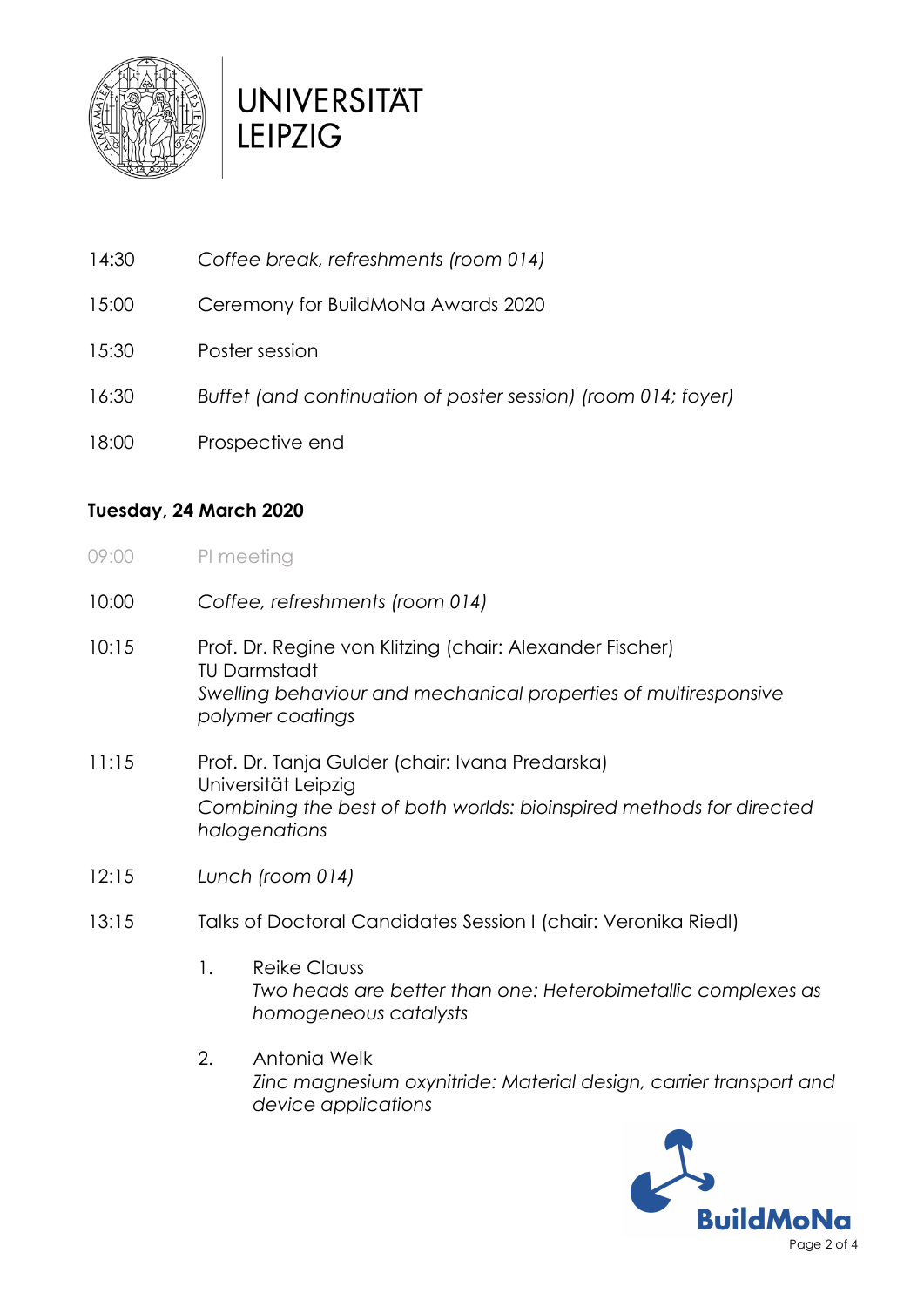14:30 *Coffee break, refreshments (room 014)*

15:00 Ceremony for BuildMoNa Awards 2020

15:30 Poster session

16:30 *Buffet (and continuation of poster session) (room 014; foyer)*

18:00 Prospective end

**Tuesday, 24 March 2020**

09:00 PI meeting

10:00 *Coffee, refreshments (room 014)*

10:15 Prof. Dr. Regine von Klitzing (chair: Alexander Fischer)
TU Darmstadt
*Swelling behaviour and mechanical properties of multiresponsive polymer coatings*

11:15 Prof. Dr. Tanja Gulder (chair: Ivana Predarska)
Universität Leipzig
*Combining the best of both worlds: bioinspired methods for directed halogenations*

12:15 *Lunch (room 014)*

13:15 Talks of Doctoral Candidates Session I (chair: Veronika Riedl)

1. Reike Clauss
   *Two heads are better than one: Heterobimetallic complexes as homogeneous catalysts*

2. Antonia Welk
   *Zinc magnesium oxynitride: Material design, carrier transport and device applications*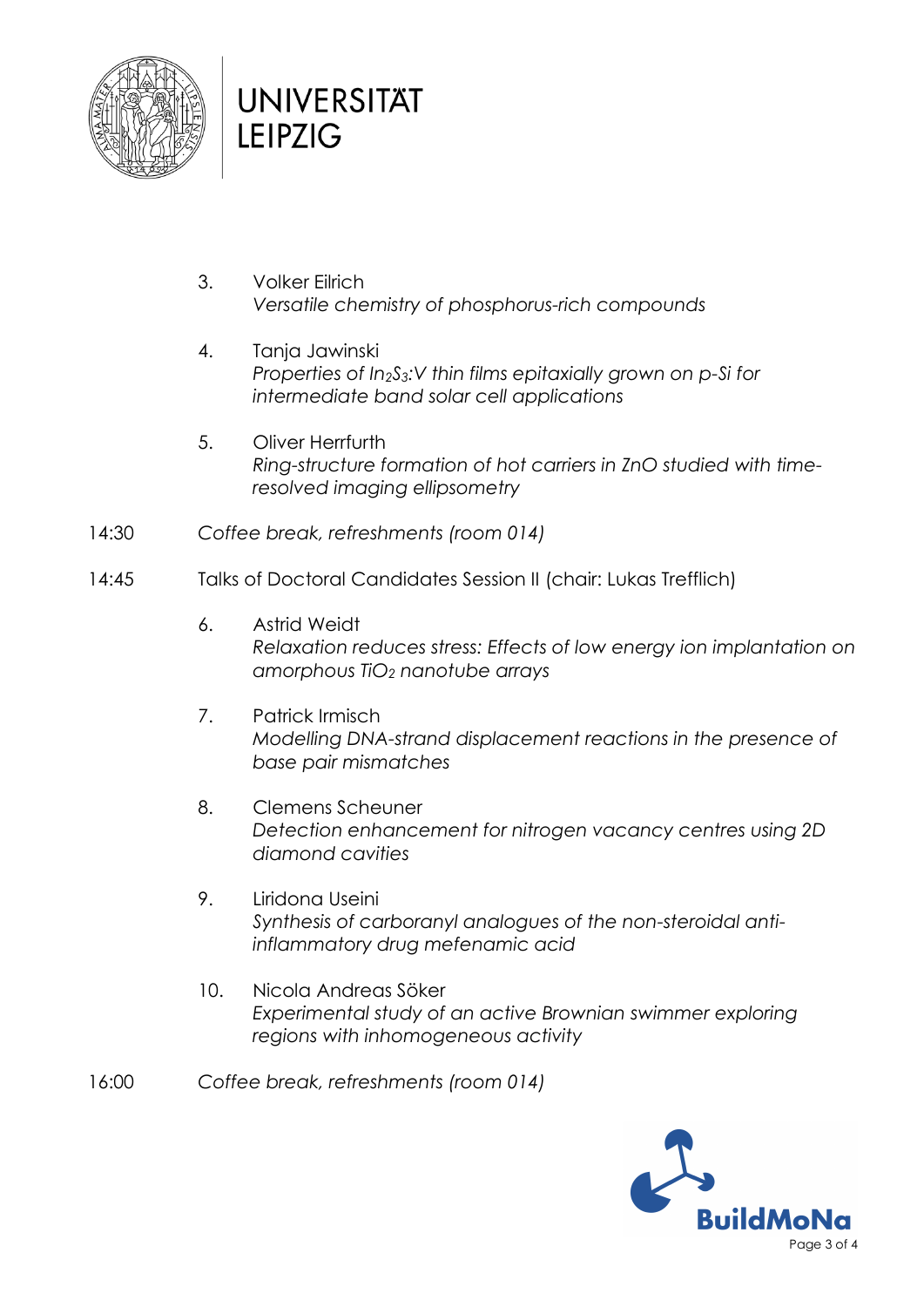3. Volker Eilrich
   *Versatile chemistry of phosphorus-rich compounds*

4. Tanja Jawinski
   *Properties of $In_2S_3$:V thin films epitaxially grown on p-Si for intermediate band solar cell applications*

5. Oliver Herrfurth
   *Ring-structure formation of hot carriers in ZnO studied with time-resolved imaging ellipsometry*

14:30 *Coffee break, refreshments (room 014)*

14:45 Talks of Doctoral Candidates Session II (chair: Lukas Trefflich)

6. Astrid Weidt
   *Relaxation reduces stress: Effects of low energy ion implantation on amorphous $TiO_2$ nanotube arrays*

7. Patrick Irmisch
   *Modelling DNA-strand displacement reactions in the presence of base pair mismatches*

8. Clemens Scheuner
   *Detection enhancement for nitrogen vacancy centres using 2D diamond cavities*

9. Liridona Useini
   *Synthesis of carboranyl analogues of the non-steroidal anti-inflammatory drug mefenamic acid*

10. Nicola Andreas Söker
    *Experimental study of an active Brownian swimmer exploring regions with inhomogeneous activity*

16:00 *Coffee break, refreshments (room 014)*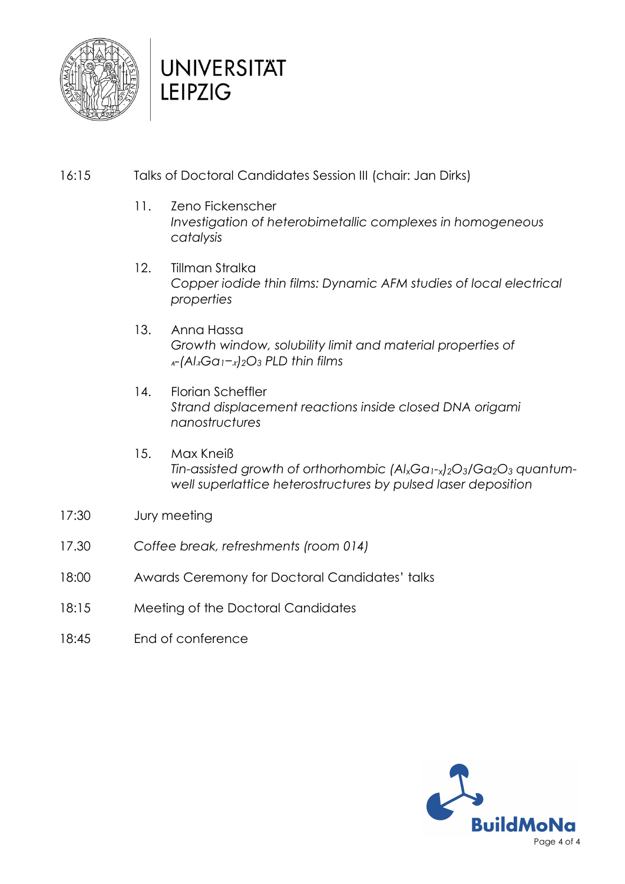16:15 Talks of Doctoral Candidates Session III (chair: Jan Dirks)

11. Zeno Fickenscher
    *Investigation of heterobimetallic complexes in homogeneous catalysis*

12. Tillman Stralka
    *Copper iodide thin films: Dynamic AFM studies of local electrical properties*

13. Anna Hassa
    *Growth window, solubility limit and material properties of $\kappa$-$(Al_xGa_{1-x})_2O_3$ PLD thin films*

14. Florian Scheffler
    *Strand displacement reactions inside closed DNA origami nanostructures*

15. Max Kneiß
    *Tin-assisted growth of orthorhombic $(Al_xGa_{1-x})_2O_3/Ga_2O_3$ quantum-well superlattice heterostructures by pulsed laser deposition*

17:30 Jury meeting

17.30 *Coffee break, refreshments (room 014)*

18:00 Awards Ceremony for Doctoral Candidates' talks

18:15 Meeting of the Doctoral Candidates

18:45 End of conference